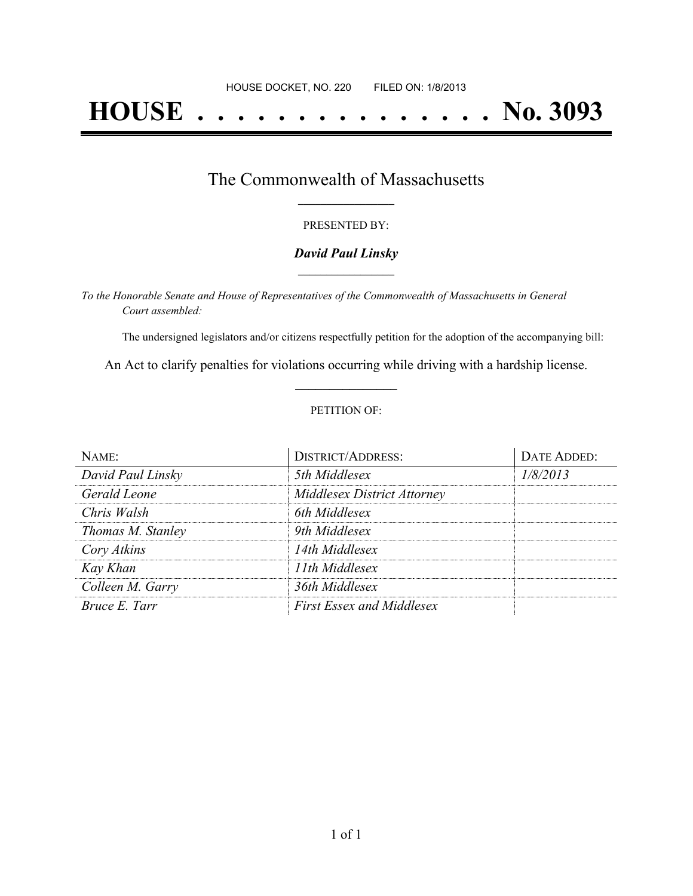HOUSE DOCKET, NO. 220 FILED ON: 1/8/2013

# HOUSE . . . . . . . . . . . . . . . No. 3093

## The Commonwealth of Massachusetts

PRESENTED BY:

***David Paul Linsky***

*To the Honorable Senate and House of Representatives of the Commonwealth of Massachusetts in General Court assembled:*

The undersigned legislators and/or citizens respectfully petition for the adoption of the accompanying bill:

An Act to clarify penalties for violations occurring while driving with a hardship license.

PETITION OF:

| NAME: | DISTRICT/ADDRESS: | DATE ADDED: |
|---|---|---|
| *David Paul Linsky* | *5th Middlesex* | *1/8/2013* |
| *Gerald Leone* | *Middlesex District Attorney* | |
| *Chris Walsh* | *6th Middlesex* | |
| *Thomas M. Stanley* | *9th Middlesex* | |
| *Cory Atkins* | *14th Middlesex* | |
| *Kay Khan* | *11th Middlesex* | |
| *Colleen M. Garry* | *36th Middlesex* | |
| *Bruce E. Tarr* | *First Essex and Middlesex* | |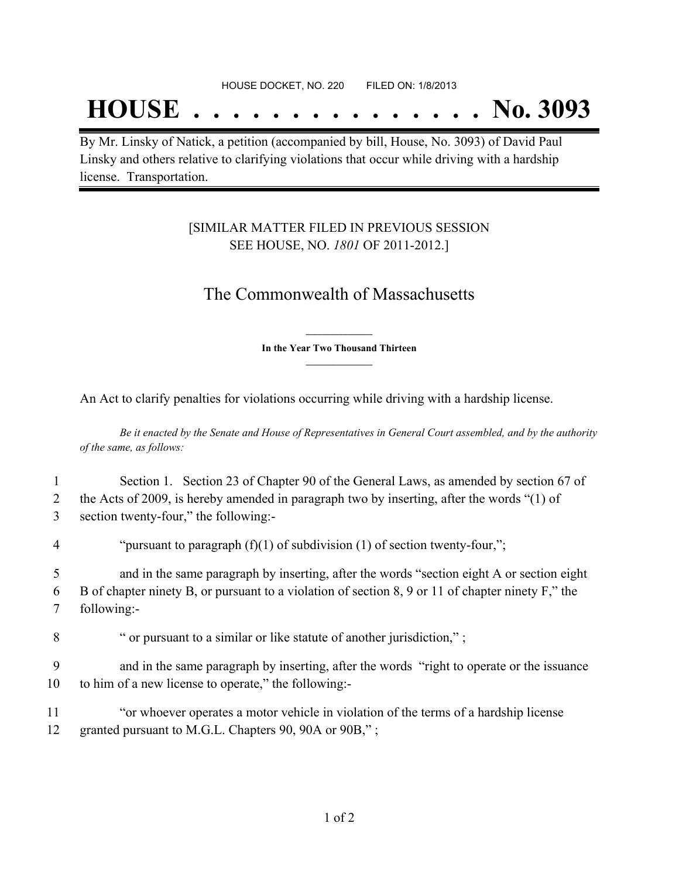HOUSE DOCKET, NO. 220 FILED ON: 1/8/2013

# HOUSE . . . . . . . . . . . . . . . No. 3093

By Mr. Linsky of Natick, a petition (accompanied by bill, House, No. 3093) of David Paul Linsky and others relative to clarifying violations that occur while driving with a hardship license. Transportation.

[SIMILAR MATTER FILED IN PREVIOUS SESSION SEE HOUSE, NO. *1801* OF 2011-2012.]

## The Commonwealth of Massachusetts

**In the Year Two Thousand Thirteen**

An Act to clarify penalties for violations occurring while driving with a hardship license.

*Be it enacted by the Senate and House of Representatives in General Court assembled, and by the authority of the same, as follows:*

1 Section 1. Section 23 of Chapter 90 of the General Laws, as amended by section 67 of
2 the Acts of 2009, is hereby amended in paragraph two by inserting, after the words "(1) of
3 section twenty-four," the following:-

4 "pursuant to paragraph (f)(1) of subdivision (1) of section twenty-four,";

5 and in the same paragraph by inserting, after the words "section eight A or section eight
6 B of chapter ninety B, or pursuant to a violation of section 8, 9 or 11 of chapter ninety F," the
7 following:-

8 " or pursuant to a similar or like statute of another jurisdiction," ;

9 and in the same paragraph by inserting, after the words "right to operate or the issuance
10 to him of a new license to operate," the following:-

11 "or whoever operates a motor vehicle in violation of the terms of a hardship license
12 granted pursuant to M.G.L. Chapters 90, 90A or 90B," ;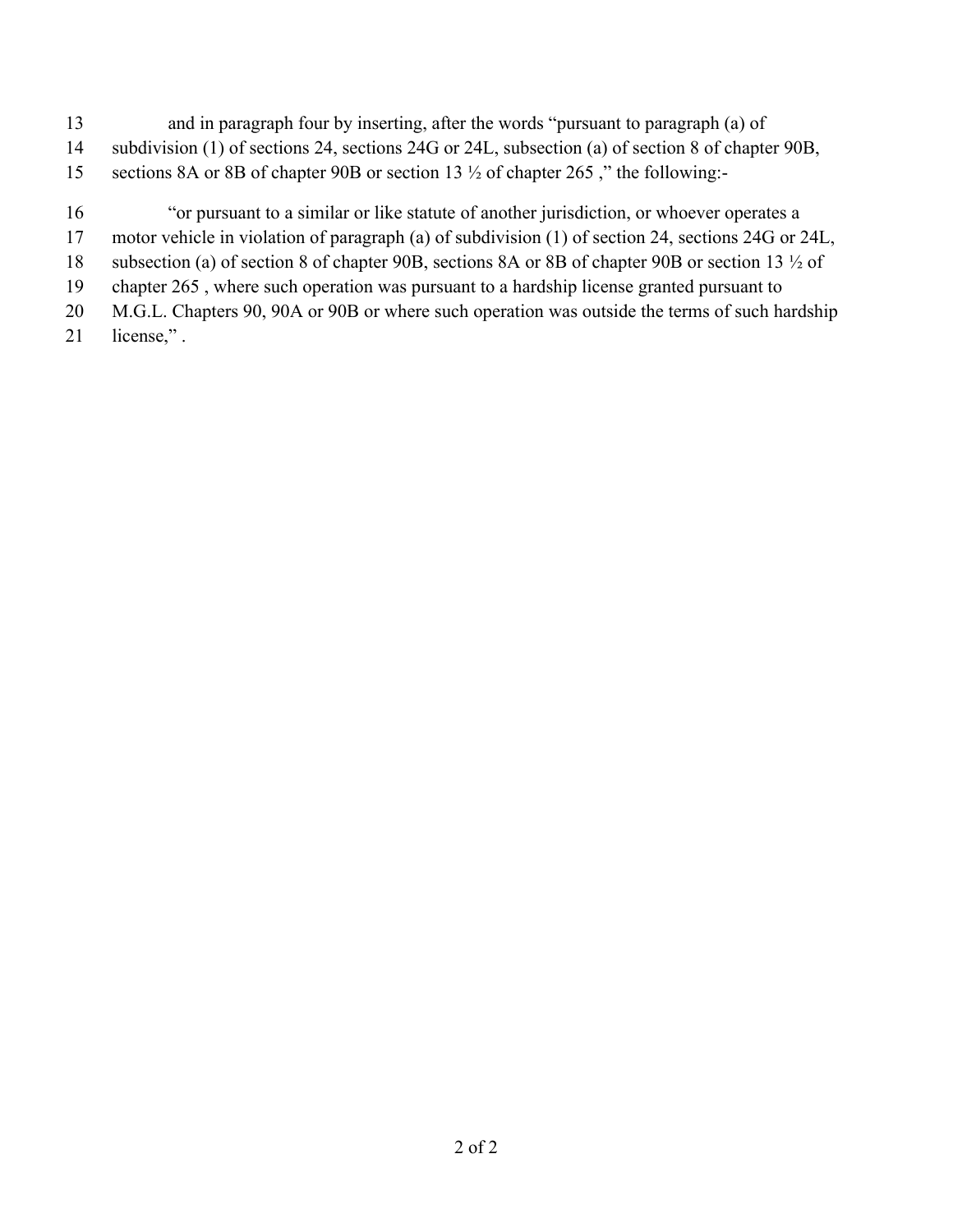and in paragraph four by inserting, after the words "pursuant to paragraph (a) of subdivision (1) of sections 24, sections 24G or 24L, subsection (a) of section 8 of chapter 90B, sections 8A or 8B of chapter 90B or section 13 ½ of chapter 265 ," the following:-

"or pursuant to a similar or like statute of another jurisdiction, or whoever operates a motor vehicle in violation of paragraph (a) of subdivision (1) of section 24, sections 24G or 24L, subsection (a) of section 8 of chapter 90B, sections 8A or 8B of chapter 90B or section 13 ½ of chapter 265 , where such operation was pursuant to a hardship license granted pursuant to M.G.L. Chapters 90, 90A or 90B or where such operation was outside the terms of such hardship license," .